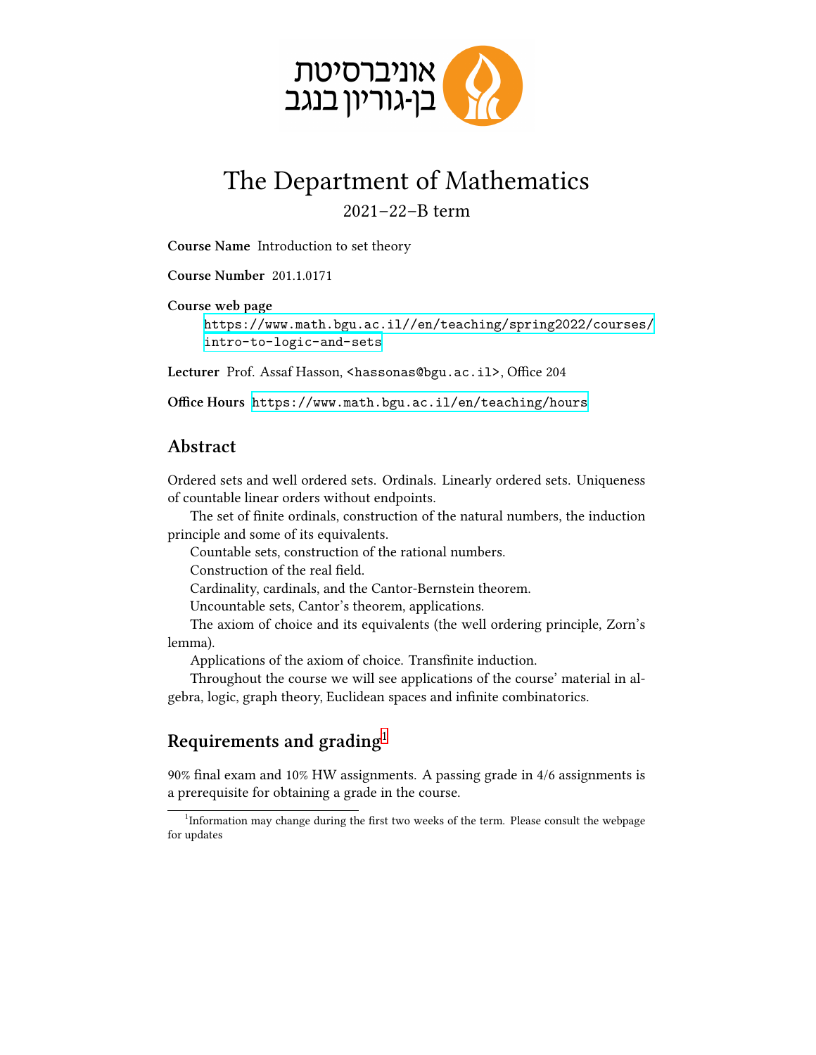אוניברסיטת
בן-גוריון בנגב

# The Department of Mathematics

2021–22–B term

**Course Name** Introduction to set theory

**Course Number** 201.1.0171

**Course web page**
https://www.math.bgu.ac.il//en/teaching/spring2022/courses/intro-to-logic-and-sets

**Lecturer** Prof. Assaf Hasson, <hassonas@bgu.ac.il>, Office 204

**Office Hours** https://www.math.bgu.ac.il/en/teaching/hours

## Abstract

Ordered sets and well ordered sets. Ordinals. Linearly ordered sets. Uniqueness of countable linear orders without endpoints.

The set of finite ordinals, construction of the natural numbers, the induction principle and some of its equivalents.

Countable sets, construction of the rational numbers.

Construction of the real field.

Cardinality, cardinals, and the Cantor-Bernstein theorem.

Uncountable sets, Cantor's theorem, applications.

The axiom of choice and its equivalents (the well ordering principle, Zorn's lemma).

Applications of the axiom of choice. Transfinite induction.

Throughout the course we will see applications of the course' material in algebra, logic, graph theory, Euclidean spaces and infinite combinatorics.

## Requirements and grading[1]

90% final exam and 10% HW assignments. A passing grade in 4/6 assignments is a prerequisite for obtaining a grade in the course.

[1] Information may change during the first two weeks of the term. Please consult the webpage for updates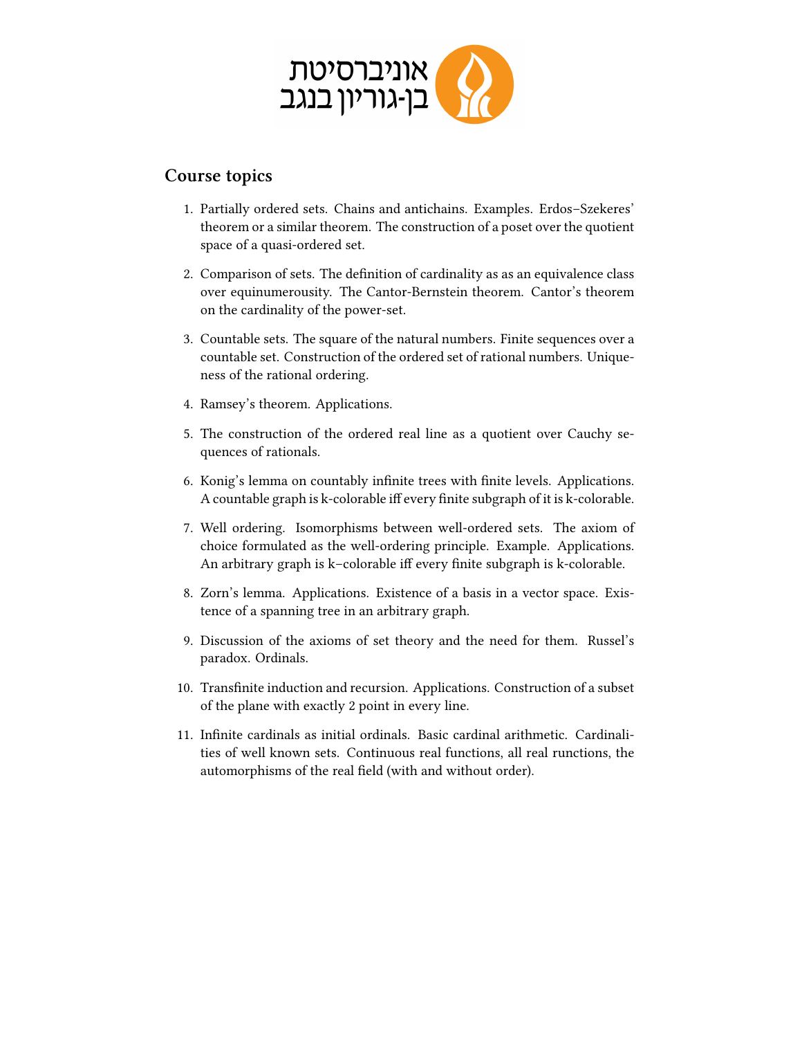אוניברסיטת
בן-גוריון בנגב

## Course topics

1. Partially ordered sets. Chains and antichains. Examples. Erdos–Szekeres' theorem or a similar theorem. The construction of a poset over the quotient space of a quasi-ordered set.

2. Comparison of sets. The definition of cardinality as as an equivalence class over equinumerousity. The Cantor-Bernstein theorem. Cantor's theorem on the cardinality of the power-set.

3. Countable sets. The square of the natural numbers. Finite sequences over a countable set. Construction of the ordered set of rational numbers. Uniqueness of the rational ordering.

4. Ramsey's theorem. Applications.

5. The construction of the ordered real line as a quotient over Cauchy sequences of rationals.

6. Konig's lemma on countably infinite trees with finite levels. Applications. A countable graph is k-colorable iff every finite subgraph of it is k-colorable.

7. Well ordering. Isomorphisms between well-ordered sets. The axiom of choice formulated as the well-ordering principle. Example. Applications. An arbitrary graph is k–colorable iff every finite subgraph is k-colorable.

8. Zorn's lemma. Applications. Existence of a basis in a vector space. Existence of a spanning tree in an arbitrary graph.

9. Discussion of the axioms of set theory and the need for them. Russel's paradox. Ordinals.

10. Transfinite induction and recursion. Applications. Construction of a subset of the plane with exactly 2 point in every line.

11. Infinite cardinals as initial ordinals. Basic cardinal arithmetic. Cardinalities of well known sets. Continuous real functions, all real runctions, the automorphisms of the real field (with and without order).